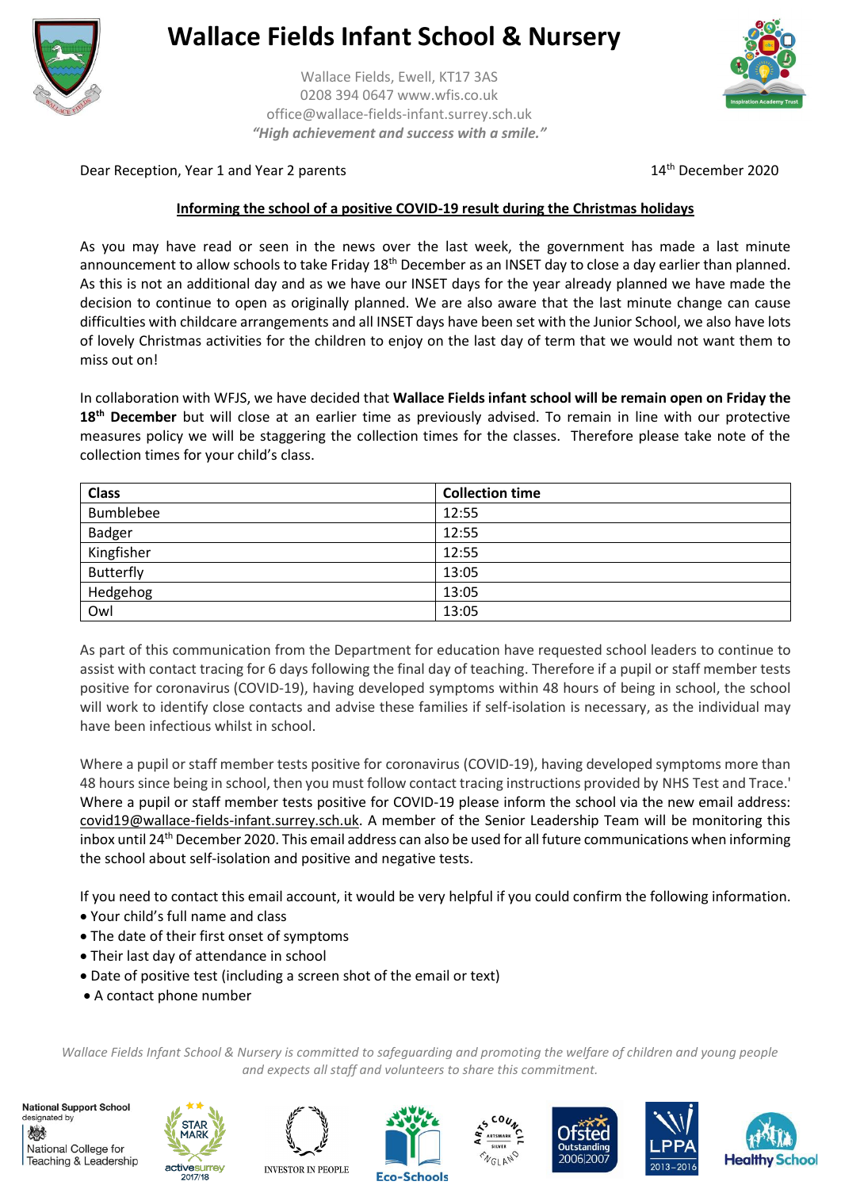# Wallace Fields Infant School & Nursery

Wallace Fields, Ewell, KT17 3AS
0208 394 0647 www.wfis.co.uk
office@wallace-fields-infant.surrey.sch.uk
*"High achievement and success with a smile."*

Dear Reception, Year 1 and Year 2 parents

14th December 2020

**Informing the school of a positive COVID-19 result during the Christmas holidays**

As you may have read or seen in the news over the last week, the government has made a last minute announcement to allow schools to take Friday 18th December as an INSET day to close a day earlier than planned. As this is not an additional day and as we have our INSET days for the year already planned we have made the decision to continue to open as originally planned. We are also aware that the last minute change can cause difficulties with childcare arrangements and all INSET days have been set with the Junior School, we also have lots of lovely Christmas activities for the children to enjoy on the last day of term that we would not want them to miss out on!

In collaboration with WFJS, we have decided that **Wallace Fields infant school will be remain open on Friday the 18th December** but will close at an earlier time as previously advised. To remain in line with our protective measures policy we will be staggering the collection times for the classes. Therefore please take note of the collection times for your child's class.

| Class | Collection time |
|---|---|
| Bumblebee | 12:55 |
| Badger | 12:55 |
| Kingfisher | 12:55 |
| Butterfly | 13:05 |
| Hedgehog | 13:05 |
| Owl | 13:05 |

As part of this communication from the Department for education have requested school leaders to continue to assist with contact tracing for 6 days following the final day of teaching. Therefore if a pupil or staff member tests positive for coronavirus (COVID-19), having developed symptoms within 48 hours of being in school, the school will work to identify close contacts and advise these families if self-isolation is necessary, as the individual may have been infectious whilst in school.

Where a pupil or staff member tests positive for coronavirus (COVID-19), having developed symptoms more than 48 hours since being in school, then you must follow contact tracing instructions provided by NHS Test and Trace.' Where a pupil or staff member tests positive for COVID-19 please inform the school via the new email address: covid19@wallace-fields-infant.surrey.sch.uk. A member of the Senior Leadership Team will be monitoring this inbox until 24th December 2020. This email address can also be used for all future communications when informing the school about self-isolation and positive and negative tests.

If you need to contact this email account, it would be very helpful if you could confirm the following information.

- Your child's full name and class
- The date of their first onset of symptoms
- Their last day of attendance in school
- Date of positive test (including a screen shot of the email or text)
- A contact phone number

*Wallace Fields Infant School & Nursery is committed to safeguarding and promoting the welfare of children and young people and expects all staff and volunteers to share this commitment.*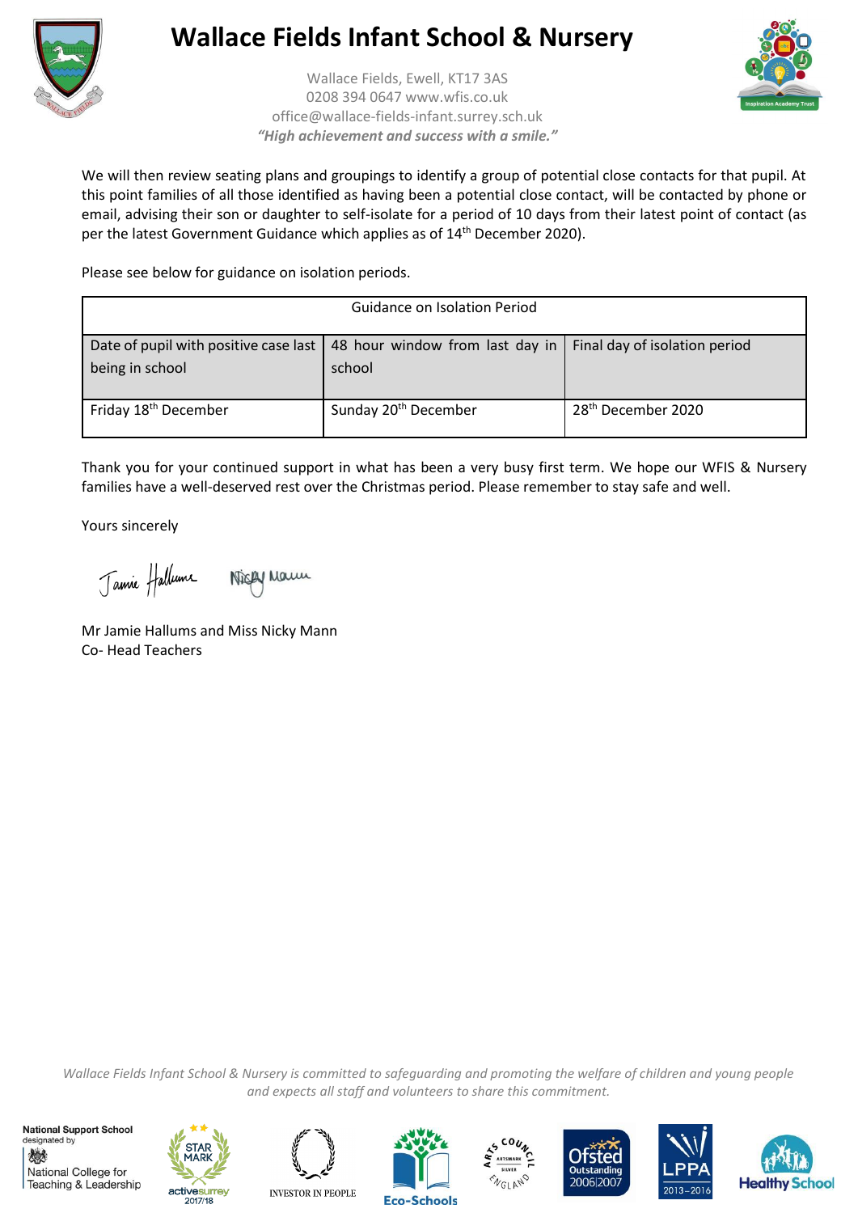We will then review seating plans and groupings to identify a group of potential close contacts for that pupil. At this point families of all those identified as having been a potential close contact, will be contacted by phone or email, advising their son or daughter to self-isolate for a period of 10 days from their latest point of contact (as per the latest Government Guidance which applies as of 14th December 2020).

Please see below for guidance on isolation periods.

| Guidance on Isolation Period | | |
|---|---|---|
| Date of pupil with positive case last being in school | 48 hour window from last day in school | Final day of isolation period |
| Friday 18th December | Sunday 20th December | 28th December 2020 |

Thank you for your continued support in what has been a very busy first term. We hope our WFIS & Nursery families have a well-deserved rest over the Christmas period. Please remember to stay safe and well.

Yours sincerely

Jamie Hallums   Nicky Mann

Mr Jamie Hallums and Miss Nicky Mann
Co- Head Teachers

*Wallace Fields Infant School & Nursery is committed to safeguarding and promoting the welfare of children and young people and expects all staff and volunteers to share this commitment.*